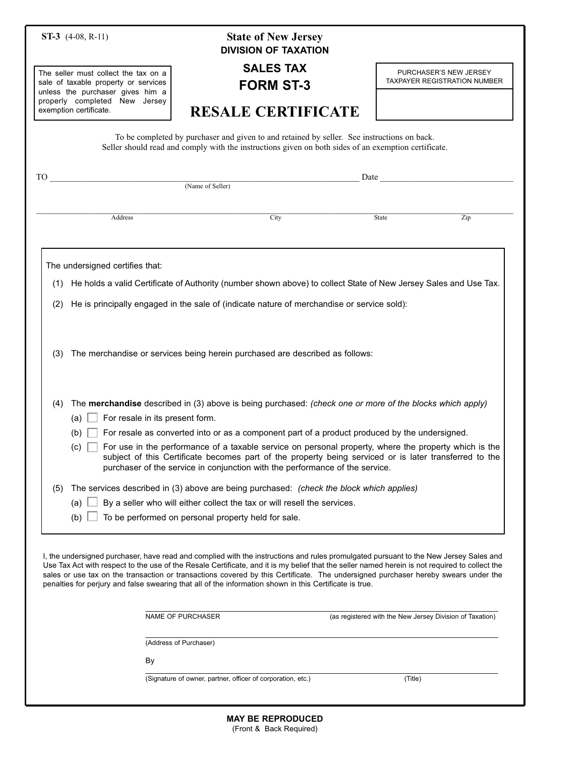**ST-3** (4-08, R-11)

# State of New Jersey
## DIVISION OF TAXATION

The seller must collect the tax on a sale of taxable property or services unless the purchaser gives him a properly completed New Jersey exemption certificate.

## SALES TAX
## FORM ST-3

# RESALE CERTIFICATE

| PURCHASER'S NEW JERSEY TAXPAYER REGISTRATION NUMBER |
| --- |
| |

To be completed by purchaser and given to and retained by seller. See instructions on back.
Seller should read and comply with the instructions given on both sides of an exemption certificate.

TO ______________________________________ Date ____________________
(Name of Seller)

______________________________________________________________
Address City State Zip

The undersigned certifies that:

(1) He holds a valid Certificate of Authority (number shown above) to collect State of New Jersey Sales and Use Tax.

(2) He is principally engaged in the sale of (indicate nature of merchandise or service sold):

(3) The merchandise or services being herein purchased are described as follows:

(4) The **merchandise** described in (3) above is being purchased: *(check one or more of the blocks which apply)*

- (a) ☐ For resale in its present form.
- (b) ☐ For resale as converted into or as a component part of a product produced by the undersigned.
- (c) ☐ For use in the performance of a taxable service on personal property, where the property which is the subject of this Certificate becomes part of the property being serviced or is later transferred to the purchaser of the service in conjunction with the performance of the service.

(5) The services described in (3) above are being purchased: *(check the block which applies)*

- (a) ☐ By a seller who will either collect the tax or will resell the services.
- (b) ☐ To be performed on personal property held for sale.

I, the undersigned purchaser, have read and complied with the instructions and rules promulgated pursuant to the New Jersey Sales and Use Tax Act with respect to the use of the Resale Certificate, and it is my belief that the seller named herein is not required to collect the sales or use tax on the transaction or transactions covered by this Certificate. The undersigned purchaser hereby swears under the penalties for perjury and false swearing that all of the information shown in this Certificate is true.

______________________________________________________________
NAME OF PURCHASER (as registered with the New Jersey Division of Taxation)

______________________________________________________________
(Address of Purchaser)

By
______________________________________________________________
(Signature of owner, partner, officer of corporation, etc.) (Title)

**MAY BE REPRODUCED**
(Front & Back Required)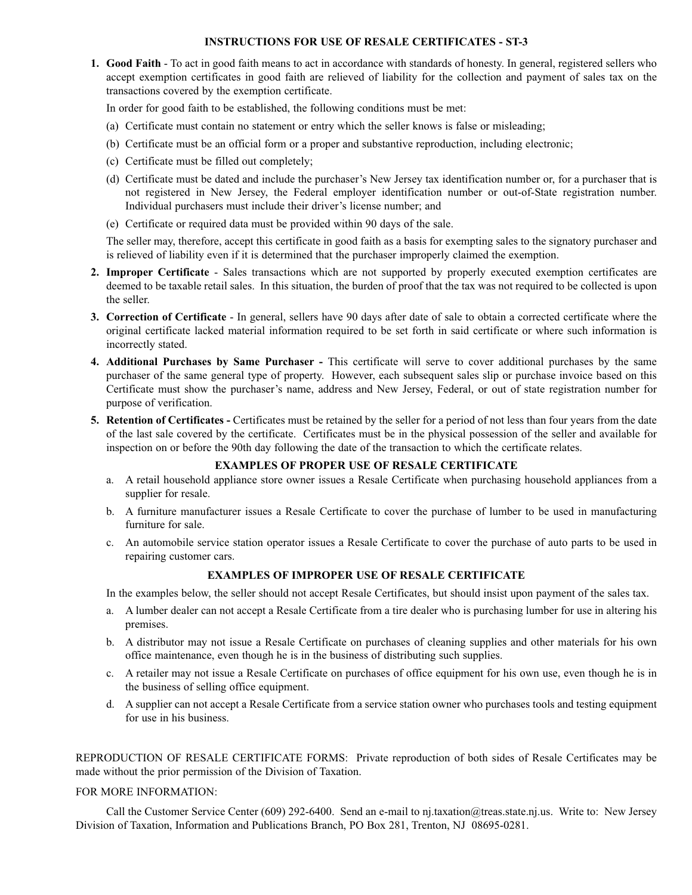# INSTRUCTIONS FOR USE OF RESALE CERTIFICATES - ST-3

1. **Good Faith** - To act in good faith means to act in accordance with standards of honesty. In general, registered sellers who accept exemption certificates in good faith are relieved of liability for the collection and payment of sales tax on the transactions covered by the exemption certificate.

   In order for good faith to be established, the following conditions must be met:

   (a) Certificate must contain no statement or entry which the seller knows is false or misleading;

   (b) Certificate must be an official form or a proper and substantive reproduction, including electronic;

   (c) Certificate must be filled out completely;

   (d) Certificate must be dated and include the purchaser's New Jersey tax identification number or, for a purchaser that is not registered in New Jersey, the Federal employer identification number or out-of-State registration number. Individual purchasers must include their driver's license number; and

   (e) Certificate or required data must be provided within 90 days of the sale.

   The seller may, therefore, accept this certificate in good faith as a basis for exempting sales to the signatory purchaser and is relieved of liability even if it is determined that the purchaser improperly claimed the exemption.

2. **Improper Certificate** - Sales transactions which are not supported by properly executed exemption certificates are deemed to be taxable retail sales. In this situation, the burden of proof that the tax was not required to be collected is upon the seller.

3. **Correction of Certificate** - In general, sellers have 90 days after date of sale to obtain a corrected certificate where the original certificate lacked material information required to be set forth in said certificate or where such information is incorrectly stated.

4. **Additional Purchases by Same Purchaser -** This certificate will serve to cover additional purchases by the same purchaser of the same general type of property. However, each subsequent sales slip or purchase invoice based on this Certificate must show the purchaser's name, address and New Jersey, Federal, or out of state registration number for purpose of verification.

5. **Retention of Certificates -** Certificates must be retained by the seller for a period of not less than four years from the date of the last sale covered by the certificate. Certificates must be in the physical possession of the seller and available for inspection on or before the 90th day following the date of the transaction to which the certificate relates.

## EXAMPLES OF PROPER USE OF RESALE CERTIFICATE

a. A retail household appliance store owner issues a Resale Certificate when purchasing household appliances from a supplier for resale.

b. A furniture manufacturer issues a Resale Certificate to cover the purchase of lumber to be used in manufacturing furniture for sale.

c. An automobile service station operator issues a Resale Certificate to cover the purchase of auto parts to be used in repairing customer cars.

## EXAMPLES OF IMPROPER USE OF RESALE CERTIFICATE

In the examples below, the seller should not accept Resale Certificates, but should insist upon payment of the sales tax.

a. A lumber dealer can not accept a Resale Certificate from a tire dealer who is purchasing lumber for use in altering his premises.

b. A distributor may not issue a Resale Certificate on purchases of cleaning supplies and other materials for his own office maintenance, even though he is in the business of distributing such supplies.

c. A retailer may not issue a Resale Certificate on purchases of office equipment for his own use, even though he is in the business of selling office equipment.

d. A supplier can not accept a Resale Certificate from a service station owner who purchases tools and testing equipment for use in his business.

REPRODUCTION OF RESALE CERTIFICATE FORMS: Private reproduction of both sides of Resale Certificates may be made without the prior permission of the Division of Taxation.

FOR MORE INFORMATION:

Call the Customer Service Center (609) 292-6400. Send an e-mail to nj.taxation@treas.state.nj.us. Write to: New Jersey Division of Taxation, Information and Publications Branch, PO Box 281, Trenton, NJ 08695-0281.